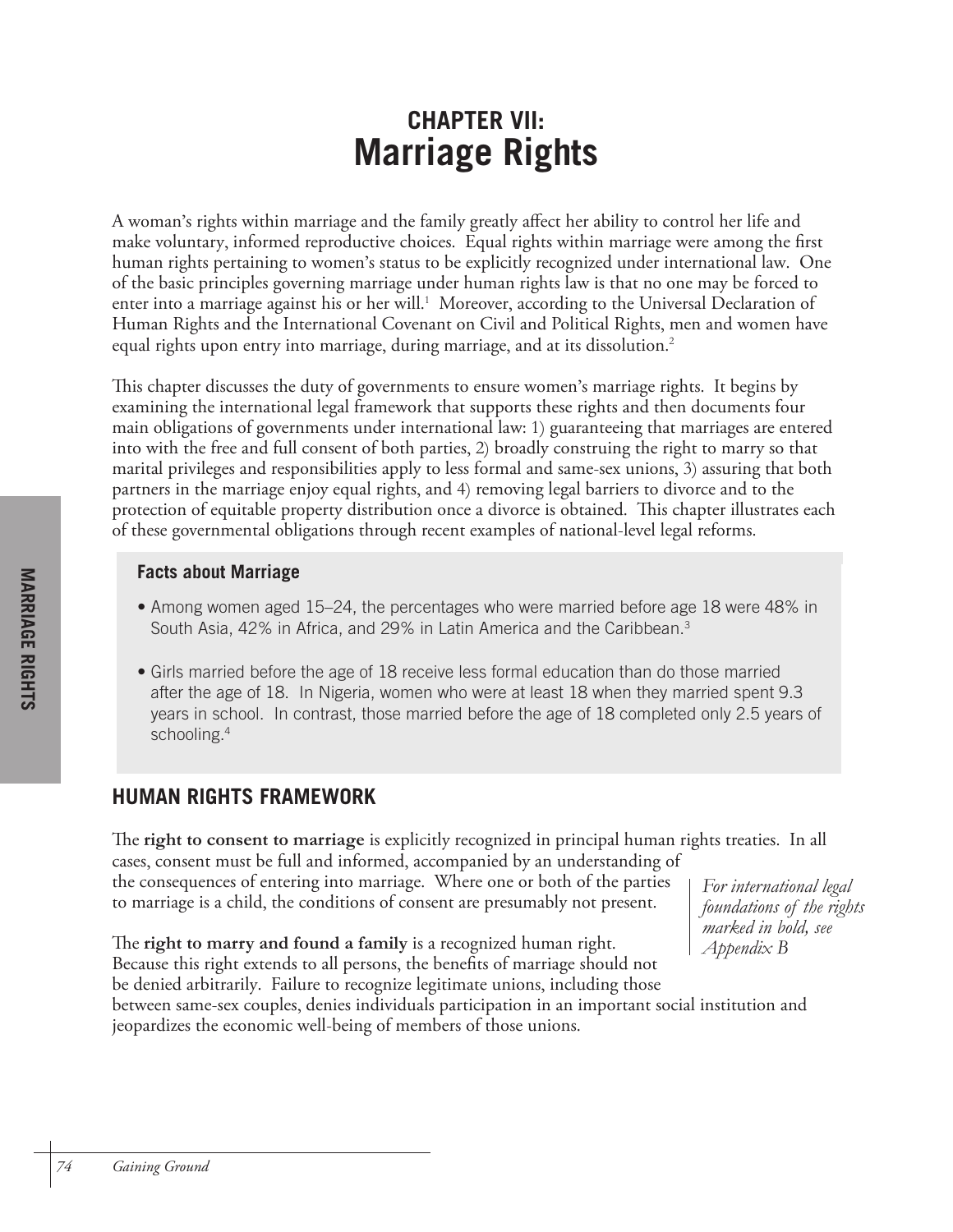# CHAPTER VII: Marriage Rights

A woman's rights within marriage and the family greatly affect her ability to control her life and make voluntary, informed reproductive choices. Equal rights within marriage were among the first human rights pertaining to women's status to be explicitly recognized under international law. One of the basic principles governing marriage under human rights law is that no one may be forced to enter into a marriage against his or her will.[1] Moreover, according to the Universal Declaration of Human Rights and the International Covenant on Civil and Political Rights, men and women have equal rights upon entry into marriage, during marriage, and at its dissolution.[2]

This chapter discusses the duty of governments to ensure women's marriage rights. It begins by examining the international legal framework that supports these rights and then documents four main obligations of governments under international law: 1) guaranteeing that marriages are entered into with the free and full consent of both parties, 2) broadly construing the right to marry so that marital privileges and responsibilities apply to less formal and same-sex unions, 3) assuring that both partners in the marriage enjoy equal rights, and 4) removing legal barriers to divorce and to the protection of equitable property distribution once a divorce is obtained. This chapter illustrates each of these governmental obligations through recent examples of national-level legal reforms.

### Facts about Marriage

- Among women aged 15–24, the percentages who were married before age 18 were 48% in South Asia, 42% in Africa, and 29% in Latin America and the Caribbean.[3]
- Girls married before the age of 18 receive less formal education than do those married after the age of 18. In Nigeria, women who were at least 18 when they married spent 9.3 years in school. In contrast, those married before the age of 18 completed only 2.5 years of schooling.[4]

## HUMAN RIGHTS FRAMEWORK

The **right to consent to marriage** is explicitly recognized in principal human rights treaties. In all cases, consent must be full and informed, accompanied by an understanding of the consequences of entering into marriage. Where one or both of the parties to marriage is a child, the conditions of consent are presumably not present.

*For international legal foundations of the rights marked in bold, see Appendix B*

The **right to marry and found a family** is a recognized human right. Because this right extends to all persons, the benefits of marriage should not be denied arbitrarily. Failure to recognize legitimate unions, including those between same-sex couples, denies individuals participation in an important social institution and jeopardizes the economic well-being of members of those unions.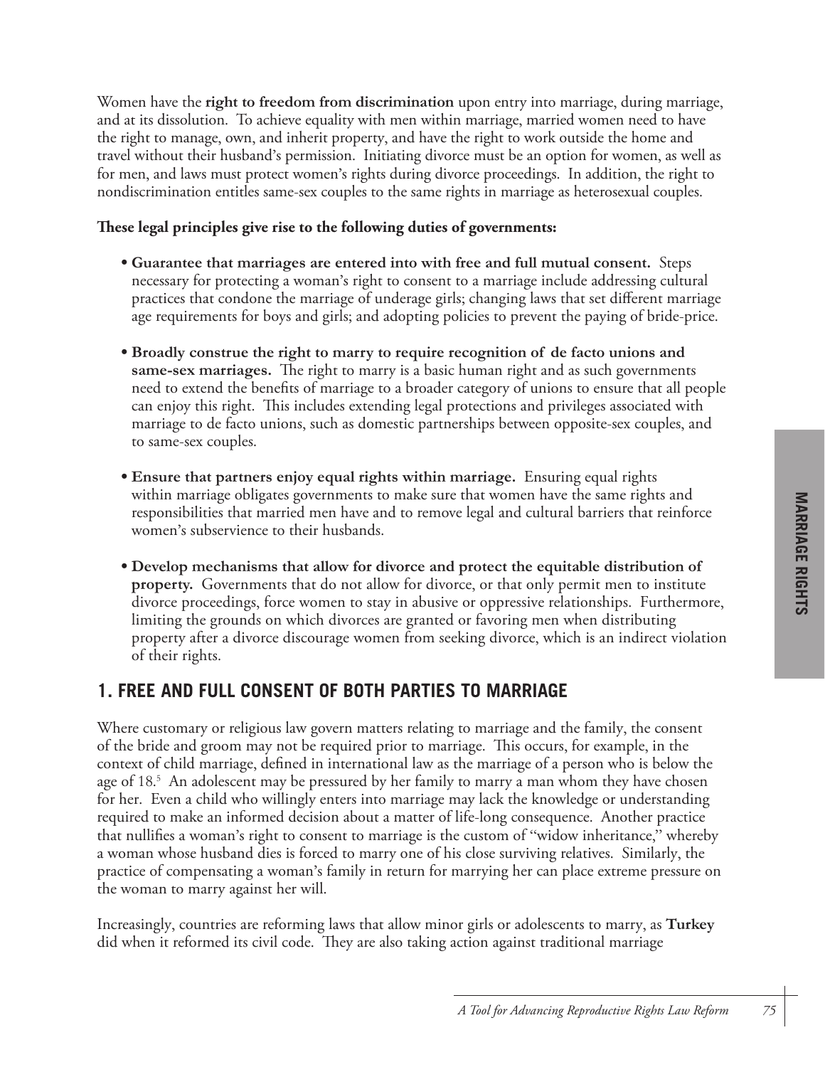Women have the **right to freedom from discrimination** upon entry into marriage, during marriage, and at its dissolution. To achieve equality with men within marriage, married women need to have the right to manage, own, and inherit property, and have the right to work outside the home and travel without their husband's permission. Initiating divorce must be an option for women, as well as for men, and laws must protect women's rights during divorce proceedings. In addition, the right to nondiscrimination entitles same-sex couples to the same rights in marriage as heterosexual couples.

**These legal principles give rise to the following duties of governments:**

- **Guarantee that marriages are entered into with free and full mutual consent.** Steps necessary for protecting a woman's right to consent to a marriage include addressing cultural practices that condone the marriage of underage girls; changing laws that set different marriage age requirements for boys and girls; and adopting policies to prevent the paying of bride-price.

- **Broadly construe the right to marry to require recognition of de facto unions and same-sex marriages.** The right to marry is a basic human right and as such governments need to extend the benefits of marriage to a broader category of unions to ensure that all people can enjoy this right. This includes extending legal protections and privileges associated with marriage to de facto unions, such as domestic partnerships between opposite-sex couples, and to same-sex couples.

- **Ensure that partners enjoy equal rights within marriage.** Ensuring equal rights within marriage obligates governments to make sure that women have the same rights and responsibilities that married men have and to remove legal and cultural barriers that reinforce women's subservience to their husbands.

- **Develop mechanisms that allow for divorce and protect the equitable distribution of property.** Governments that do not allow for divorce, or that only permit men to institute divorce proceedings, force women to stay in abusive or oppressive relationships. Furthermore, limiting the grounds on which divorces are granted or favoring men when distributing property after a divorce discourage women from seeking divorce, which is an indirect violation of their rights.

## 1. FREE AND FULL CONSENT OF BOTH PARTIES TO MARRIAGE

Where customary or religious law govern matters relating to marriage and the family, the consent of the bride and groom may not be required prior to marriage. This occurs, for example, in the context of child marriage, defined in international law as the marriage of a person who is below the age of 18.[5] An adolescent may be pressured by her family to marry a man whom they have chosen for her. Even a child who willingly enters into marriage may lack the knowledge or understanding required to make an informed decision about a matter of life-long consequence. Another practice that nullifies a woman's right to consent to marriage is the custom of "widow inheritance," whereby a woman whose husband dies is forced to marry one of his close surviving relatives. Similarly, the practice of compensating a woman's family in return for marrying her can place extreme pressure on the woman to marry against her will.

Increasingly, countries are reforming laws that allow minor girls or adolescents to marry, as **Turkey** did when it reformed its civil code. They are also taking action against traditional marriage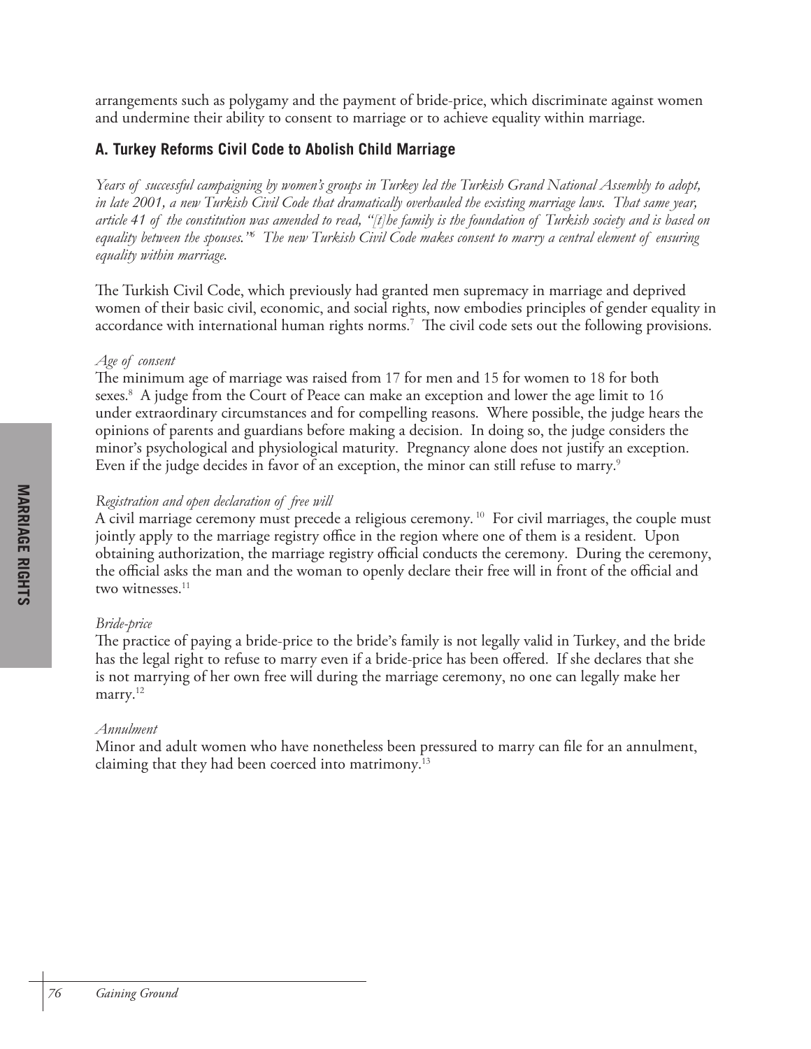arrangements such as polygamy and the payment of bride-price, which discriminate against women and undermine their ability to consent to marriage or to achieve equality within marriage.

### A. Turkey Reforms Civil Code to Abolish Child Marriage

*Years of successful campaigning by women's groups in Turkey led the Turkish Grand National Assembly to adopt, in late 2001, a new Turkish Civil Code that dramatically overhauled the existing marriage laws. That same year, article 41 of the constitution was amended to read, "[t]he family is the foundation of Turkish society and is based on equality between the spouses."[6] The new Turkish Civil Code makes consent to marry a central element of ensuring equality within marriage.*

The Turkish Civil Code, which previously had granted men supremacy in marriage and deprived women of their basic civil, economic, and social rights, now embodies principles of gender equality in accordance with international human rights norms.[7] The civil code sets out the following provisions.

*Age of consent*

The minimum age of marriage was raised from 17 for men and 15 for women to 18 for both sexes.[8] A judge from the Court of Peace can make an exception and lower the age limit to 16 under extraordinary circumstances and for compelling reasons. Where possible, the judge hears the opinions of parents and guardians before making a decision. In doing so, the judge considers the minor's psychological and physiological maturity. Pregnancy alone does not justify an exception. Even if the judge decides in favor of an exception, the minor can still refuse to marry.[9]

*Registration and open declaration of free will*

A civil marriage ceremony must precede a religious ceremony.[10] For civil marriages, the couple must jointly apply to the marriage registry office in the region where one of them is a resident. Upon obtaining authorization, the marriage registry official conducts the ceremony. During the ceremony, the official asks the man and the woman to openly declare their free will in front of the official and two witnesses.[11]

*Bride-price*

The practice of paying a bride-price to the bride's family is not legally valid in Turkey, and the bride has the legal right to refuse to marry even if a bride-price has been offered. If she declares that she is not marrying of her own free will during the marriage ceremony, no one can legally make her marry.[12]

*Annulment*

Minor and adult women who have nonetheless been pressured to marry can file for an annulment, claiming that they had been coerced into matrimony.[13]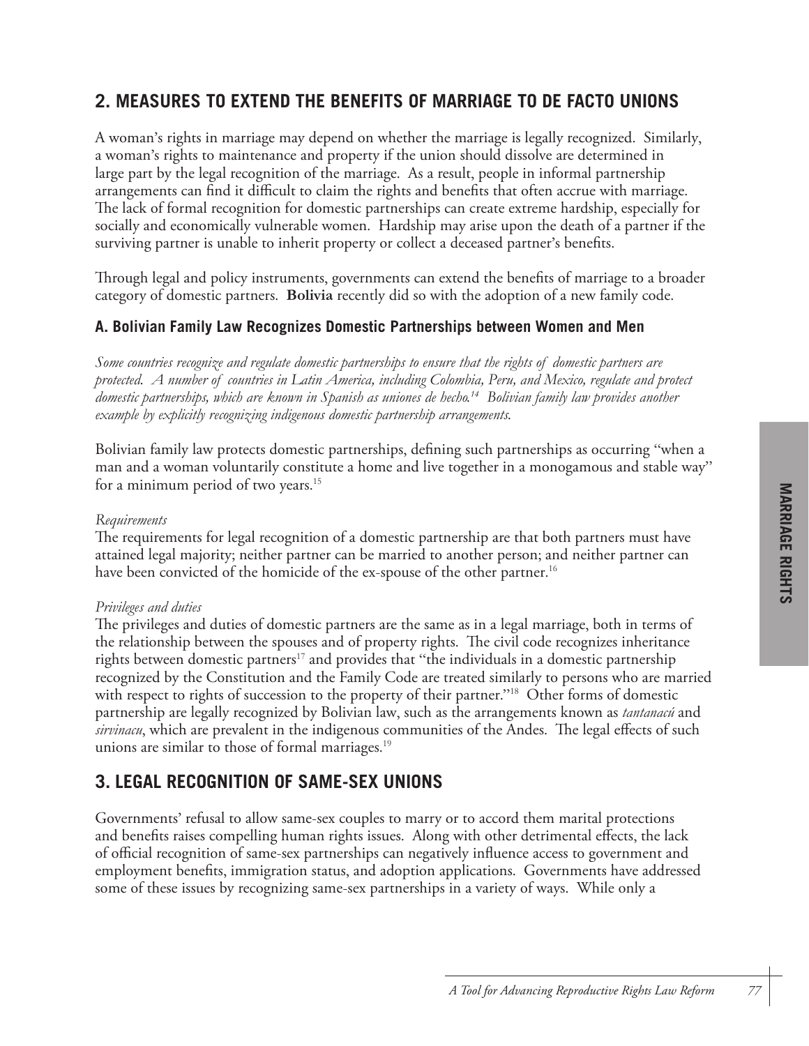## 2. MEASURES TO EXTEND THE BENEFITS OF MARRIAGE TO DE FACTO UNIONS

A woman's rights in marriage may depend on whether the marriage is legally recognized. Similarly, a woman's rights to maintenance and property if the union should dissolve are determined in large part by the legal recognition of the marriage. As a result, people in informal partnership arrangements can find it difficult to claim the rights and benefits that often accrue with marriage. The lack of formal recognition for domestic partnerships can create extreme hardship, especially for socially and economically vulnerable women. Hardship may arise upon the death of a partner if the surviving partner is unable to inherit property or collect a deceased partner's benefits.

Through legal and policy instruments, governments can extend the benefits of marriage to a broader category of domestic partners. **Bolivia** recently did so with the adoption of a new family code.

### A. Bolivian Family Law Recognizes Domestic Partnerships between Women and Men

*Some countries recognize and regulate domestic partnerships to ensure that the rights of domestic partners are protected. A number of countries in Latin America, including Colombia, Peru, and Mexico, regulate and protect domestic partnerships, which are known in Spanish as uniones de hecho.[14] Bolivian family law provides another example by explicitly recognizing indigenous domestic partnership arrangements.*

Bolivian family law protects domestic partnerships, defining such partnerships as occurring "when a man and a woman voluntarily constitute a home and live together in a monogamous and stable way" for a minimum period of two years.[15]

*Requirements*

The requirements for legal recognition of a domestic partnership are that both partners must have attained legal majority; neither partner can be married to another person; and neither partner can have been convicted of the homicide of the ex-spouse of the other partner.[16]

*Privileges and duties*

The privileges and duties of domestic partners are the same as in a legal marriage, both in terms of the relationship between the spouses and of property rights. The civil code recognizes inheritance rights between domestic partners[17] and provides that "the individuals in a domestic partnership recognized by the Constitution and the Family Code are treated similarly to persons who are married with respect to rights of succession to the property of their partner."[18] Other forms of domestic partnership are legally recognized by Bolivian law, such as the arrangements known as *tantanacú* and *sirvinacu*, which are prevalent in the indigenous communities of the Andes. The legal effects of such unions are similar to those of formal marriages.[19]

## 3. LEGAL RECOGNITION OF SAME-SEX UNIONS

Governments' refusal to allow same-sex couples to marry or to accord them marital protections and benefits raises compelling human rights issues. Along with other detrimental effects, the lack of official recognition of same-sex partnerships can negatively influence access to government and employment benefits, immigration status, and adoption applications. Governments have addressed some of these issues by recognizing same-sex partnerships in a variety of ways. While only a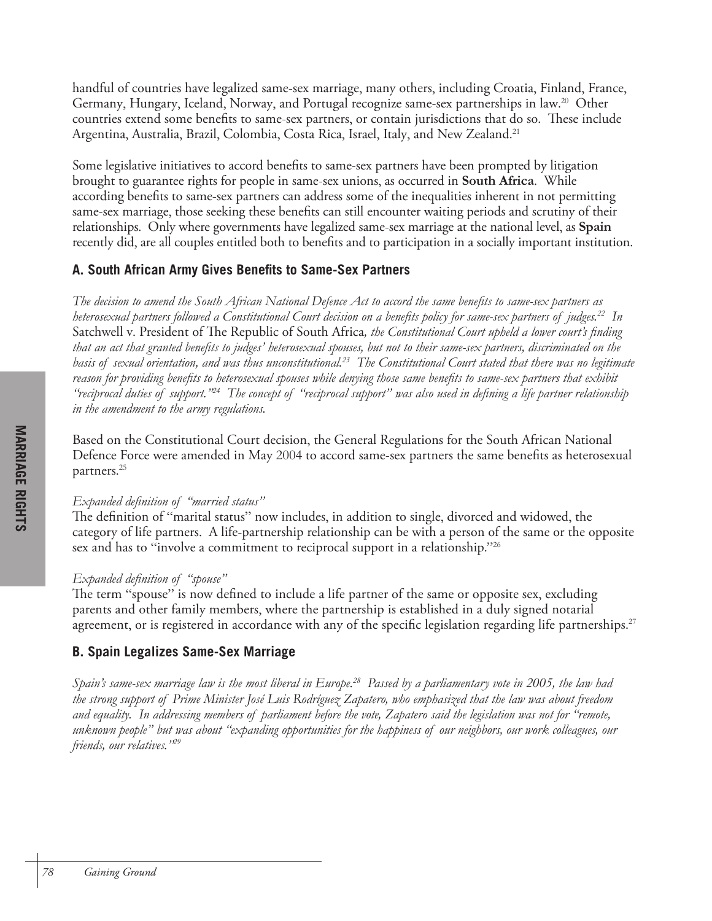handful of countries have legalized same-sex marriage, many others, including Croatia, Finland, France, Germany, Hungary, Iceland, Norway, and Portugal recognize same-sex partnerships in law.[20] Other countries extend some benefits to same-sex partners, or contain jurisdictions that do so. These include Argentina, Australia, Brazil, Colombia, Costa Rica, Israel, Italy, and New Zealand.[21]

Some legislative initiatives to accord benefits to same-sex partners have been prompted by litigation brought to guarantee rights for people in same-sex unions, as occurred in **South Africa**. While according benefits to same-sex partners can address some of the inequalities inherent in not permitting same-sex marriage, those seeking these benefits can still encounter waiting periods and scrutiny of their relationships. Only where governments have legalized same-sex marriage at the national level, as **Spain** recently did, are all couples entitled both to benefits and to participation in a socially important institution.

### A. South African Army Gives Benefits to Same-Sex Partners

*The decision to amend the South African National Defence Act to accord the same benefits to same-sex partners as heterosexual partners followed a Constitutional Court decision on a benefits policy for same-sex partners of judges.[22] In* Satchwell v. President of The Republic of South Africa*, the Constitutional Court upheld a lower court's finding that an act that granted benefits to judges' heterosexual spouses, but not to their same-sex partners, discriminated on the basis of sexual orientation, and was thus unconstitutional.[23] The Constitutional Court stated that there was no legitimate reason for providing benefits to heterosexual spouses while denying those same benefits to same-sex partners that exhibit "reciprocal duties of support."[24] The concept of "reciprocal support" was also used in defining a life partner relationship in the amendment to the army regulations.*

Based on the Constitutional Court decision, the General Regulations for the South African National Defence Force were amended in May 2004 to accord same-sex partners the same benefits as heterosexual partners.[25]

*Expanded definition of "married status"*

The definition of "marital status" now includes, in addition to single, divorced and widowed, the category of life partners. A life-partnership relationship can be with a person of the same or the opposite sex and has to "involve a commitment to reciprocal support in a relationship."[26]

*Expanded definition of "spouse"*

The term "spouse" is now defined to include a life partner of the same or opposite sex, excluding parents and other family members, where the partnership is established in a duly signed notarial agreement, or is registered in accordance with any of the specific legislation regarding life partnerships.[27]

### B. Spain Legalizes Same-Sex Marriage

*Spain's same-sex marriage law is the most liberal in Europe.[28] Passed by a parliamentary vote in 2005, the law had the strong support of Prime Minister José Luis Rodríguez Zapatero, who emphasized that the law was about freedom and equality. In addressing members of parliament before the vote, Zapatero said the legislation was not for "remote, unknown people" but was about "expanding opportunities for the happiness of our neighbors, our work colleagues, our friends, our relatives."[29]*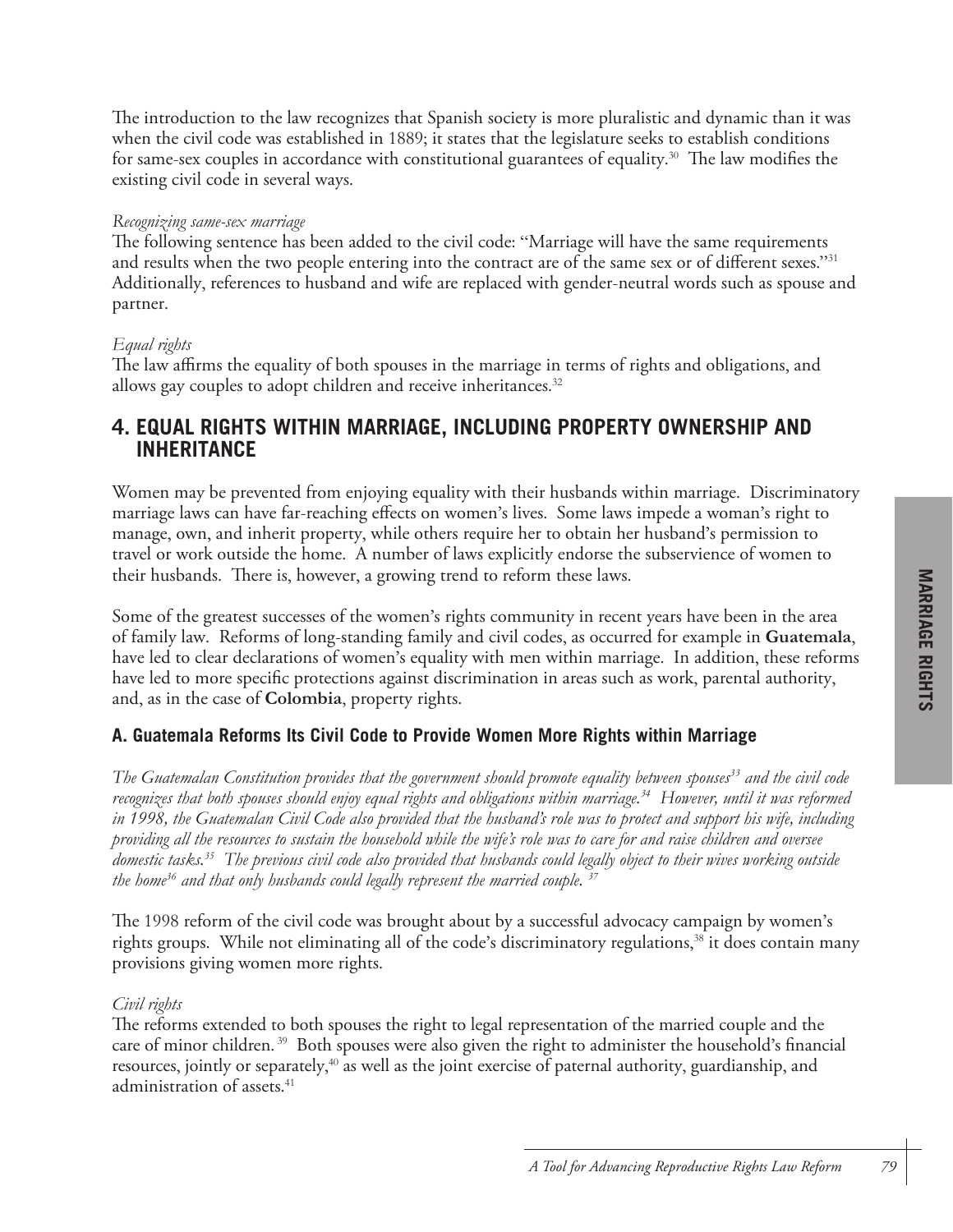The introduction to the law recognizes that Spanish society is more pluralistic and dynamic than it was when the civil code was established in 1889; it states that the legislature seeks to establish conditions for same-sex couples in accordance with constitutional guarantees of equality.[30] The law modifies the existing civil code in several ways.

*Recognizing same-sex marriage*
The following sentence has been added to the civil code: "Marriage will have the same requirements and results when the two people entering into the contract are of the same sex or of different sexes."[31] Additionally, references to husband and wife are replaced with gender-neutral words such as spouse and partner.

*Equal rights*
The law affirms the equality of both spouses in the marriage in terms of rights and obligations, and allows gay couples to adopt children and receive inheritances.[32]

## 4. EQUAL RIGHTS WITHIN MARRIAGE, INCLUDING PROPERTY OWNERSHIP AND INHERITANCE

Women may be prevented from enjoying equality with their husbands within marriage. Discriminatory marriage laws can have far-reaching effects on women's lives. Some laws impede a woman's right to manage, own, and inherit property, while others require her to obtain her husband's permission to travel or work outside the home. A number of laws explicitly endorse the subservience of women to their husbands. There is, however, a growing trend to reform these laws.

Some of the greatest successes of the women's rights community in recent years have been in the area of family law. Reforms of long-standing family and civil codes, as occurred for example in **Guatemala**, have led to clear declarations of women's equality with men within marriage. In addition, these reforms have led to more specific protections against discrimination in areas such as work, parental authority, and, as in the case of **Colombia**, property rights.

### A. Guatemala Reforms Its Civil Code to Provide Women More Rights within Marriage

*The Guatemalan Constitution provides that the government should promote equality between spouses[33] and the civil code recognizes that both spouses should enjoy equal rights and obligations within marriage.[34] However, until it was reformed in 1998, the Guatemalan Civil Code also provided that the husband's role was to protect and support his wife, including providing all the resources to sustain the household while the wife's role was to care for and raise children and oversee domestic tasks.[35] The previous civil code also provided that husbands could legally object to their wives working outside the home[36] and that only husbands could legally represent the married couple.[37]*

The 1998 reform of the civil code was brought about by a successful advocacy campaign by women's rights groups. While not eliminating all of the code's discriminatory regulations,[38] it does contain many provisions giving women more rights.

*Civil rights*
The reforms extended to both spouses the right to legal representation of the married couple and the care of minor children.[39] Both spouses were also given the right to administer the household's financial resources, jointly or separately,[40] as well as the joint exercise of paternal authority, guardianship, and administration of assets.[41]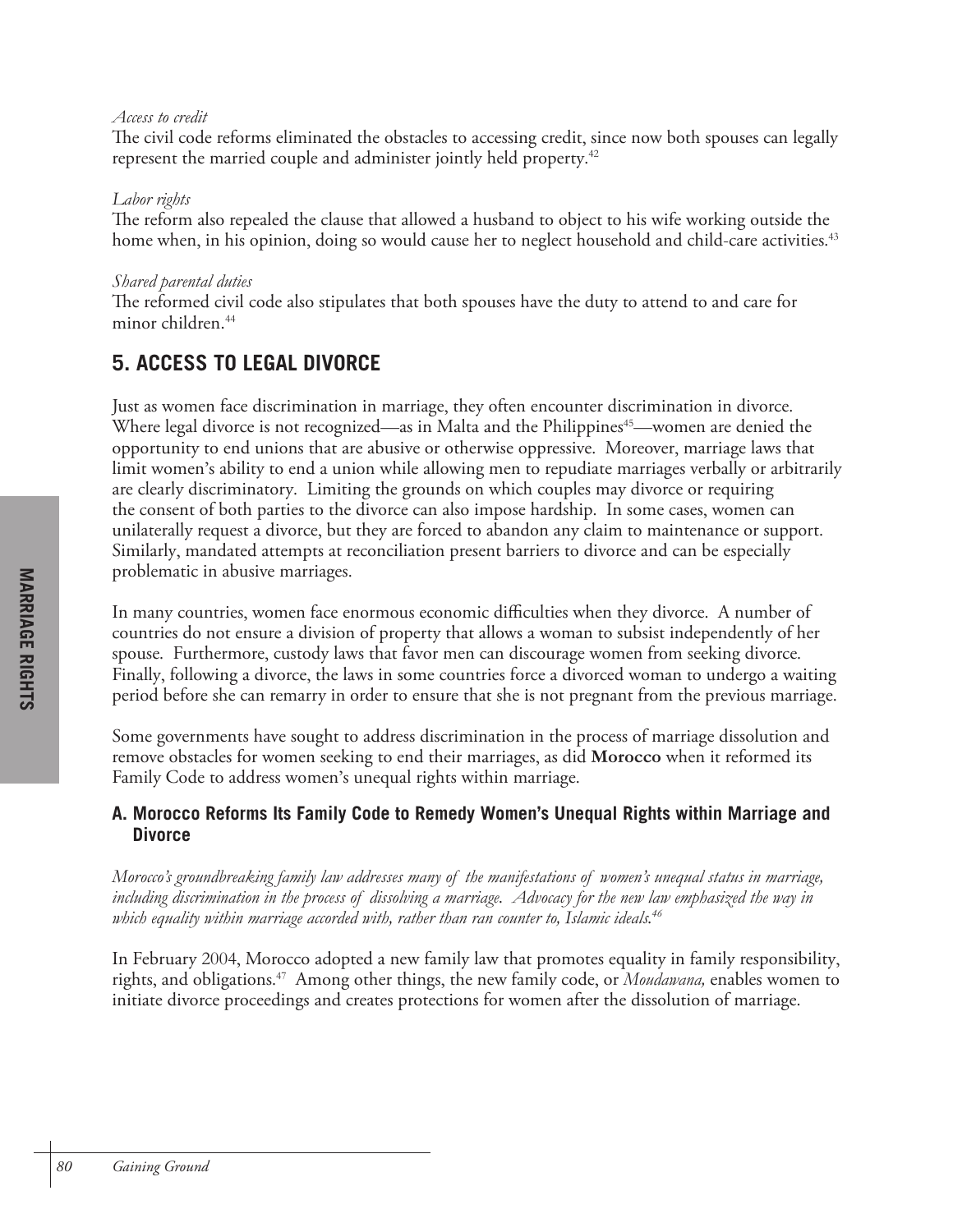*Access to credit*

The civil code reforms eliminated the obstacles to accessing credit, since now both spouses can legally represent the married couple and administer jointly held property.[42]

*Labor rights*

The reform also repealed the clause that allowed a husband to object to his wife working outside the home when, in his opinion, doing so would cause her to neglect household and child-care activities.[43]

*Shared parental duties*

The reformed civil code also stipulates that both spouses have the duty to attend to and care for minor children.[44]

## 5. ACCESS TO LEGAL DIVORCE

Just as women face discrimination in marriage, they often encounter discrimination in divorce. Where legal divorce is not recognized—as in Malta and the Philippines[45]—women are denied the opportunity to end unions that are abusive or otherwise oppressive. Moreover, marriage laws that limit women's ability to end a union while allowing men to repudiate marriages verbally or arbitrarily are clearly discriminatory. Limiting the grounds on which couples may divorce or requiring the consent of both parties to the divorce can also impose hardship. In some cases, women can unilaterally request a divorce, but they are forced to abandon any claim to maintenance or support. Similarly, mandated attempts at reconciliation present barriers to divorce and can be especially problematic in abusive marriages.

In many countries, women face enormous economic difficulties when they divorce. A number of countries do not ensure a division of property that allows a woman to subsist independently of her spouse. Furthermore, custody laws that favor men can discourage women from seeking divorce. Finally, following a divorce, the laws in some countries force a divorced woman to undergo a waiting period before she can remarry in order to ensure that she is not pregnant from the previous marriage.

Some governments have sought to address discrimination in the process of marriage dissolution and remove obstacles for women seeking to end their marriages, as did **Morocco** when it reformed its Family Code to address women's unequal rights within marriage.

### A. Morocco Reforms Its Family Code to Remedy Women's Unequal Rights within Marriage and Divorce

*Morocco's groundbreaking family law addresses many of the manifestations of women's unequal status in marriage, including discrimination in the process of dissolving a marriage. Advocacy for the new law emphasized the way in which equality within marriage accorded with, rather than ran counter to, Islamic ideals.[46]*

In February 2004, Morocco adopted a new family law that promotes equality in family responsibility, rights, and obligations.[47] Among other things, the new family code, or *Moudawana,* enables women to initiate divorce proceedings and creates protections for women after the dissolution of marriage.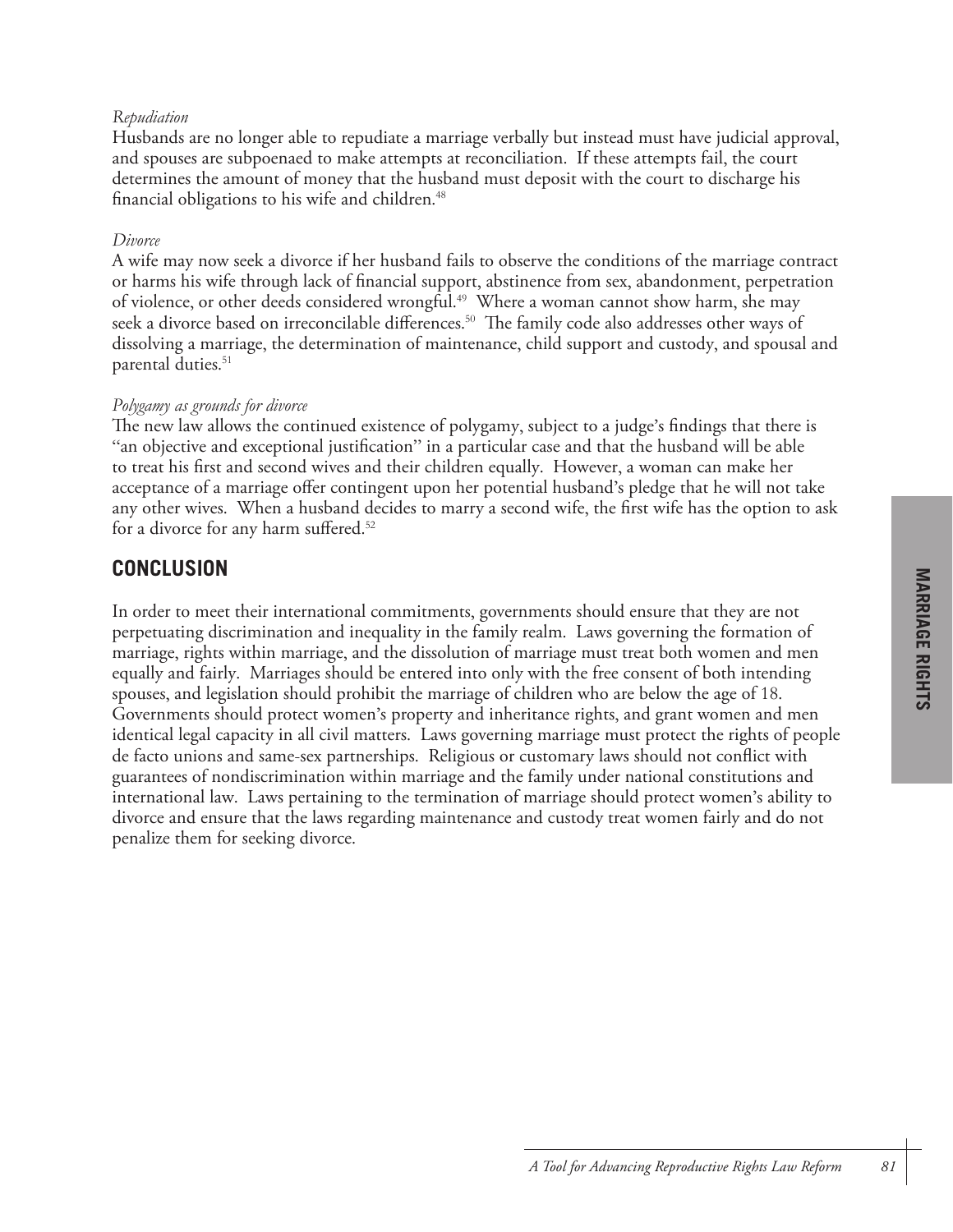*Repudiation*
Husbands are no longer able to repudiate a marriage verbally but instead must have judicial approval, and spouses are subpoenaed to make attempts at reconciliation. If these attempts fail, the court determines the amount of money that the husband must deposit with the court to discharge his financial obligations to his wife and children.[48]

*Divorce*
A wife may now seek a divorce if her husband fails to observe the conditions of the marriage contract or harms his wife through lack of financial support, abstinence from sex, abandonment, perpetration of violence, or other deeds considered wrongful.[49] Where a woman cannot show harm, she may seek a divorce based on irreconcilable differences.[50] The family code also addresses other ways of dissolving a marriage, the determination of maintenance, child support and custody, and spousal and parental duties.[51]

*Polygamy as grounds for divorce*
The new law allows the continued existence of polygamy, subject to a judge's findings that there is "an objective and exceptional justification" in a particular case and that the husband will be able to treat his first and second wives and their children equally. However, a woman can make her acceptance of a marriage offer contingent upon her potential husband's pledge that he will not take any other wives. When a husband decides to marry a second wife, the first wife has the option to ask for a divorce for any harm suffered.[52]

## CONCLUSION

In order to meet their international commitments, governments should ensure that they are not perpetuating discrimination and inequality in the family realm. Laws governing the formation of marriage, rights within marriage, and the dissolution of marriage must treat both women and men equally and fairly. Marriages should be entered into only with the free consent of both intending spouses, and legislation should prohibit the marriage of children who are below the age of 18. Governments should protect women's property and inheritance rights, and grant women and men identical legal capacity in all civil matters. Laws governing marriage must protect the rights of people de facto unions and same-sex partnerships. Religious or customary laws should not conflict with guarantees of nondiscrimination within marriage and the family under national constitutions and international law. Laws pertaining to the termination of marriage should protect women's ability to divorce and ensure that the laws regarding maintenance and custody treat women fairly and do not penalize them for seeking divorce.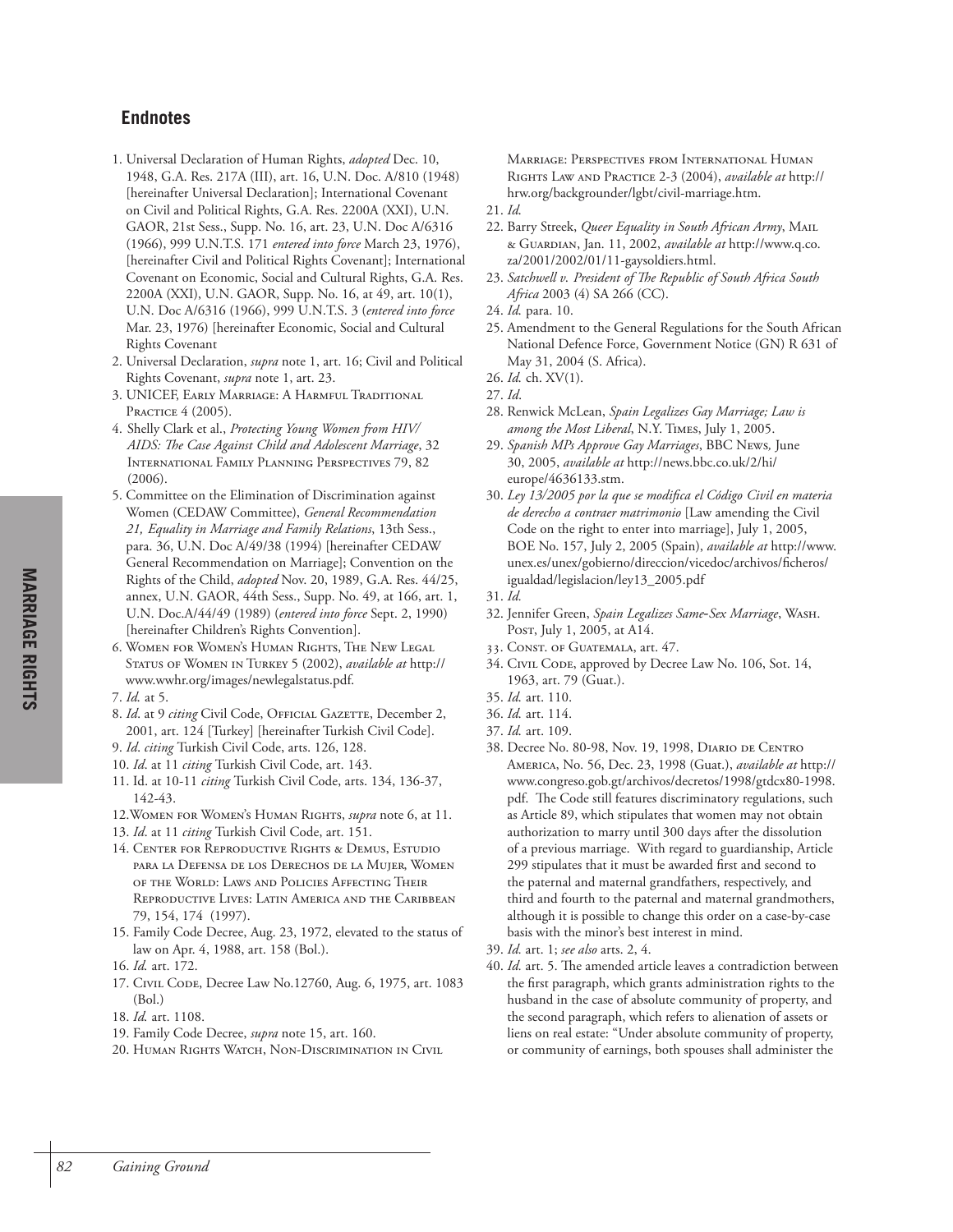## Endnotes

1. Universal Declaration of Human Rights, *adopted* Dec. 10, 1948, G.A. Res. 217A (III), art. 16, U.N. Doc. A/810 (1948) [hereinafter Universal Declaration]; International Covenant on Civil and Political Rights, G.A. Res. 2200A (XXI), U.N. GAOR, 21st Sess., Supp. No. 16, art. 23, U.N. Doc A/6316 (1966), 999 U.N.T.S. 171 *entered into force* March 23, 1976), [hereinafter Civil and Political Rights Covenant]; International Covenant on Economic, Social and Cultural Rights, G.A. Res. 2200A (XXI), U.N. GAOR, Supp. No. 16, at 49, art. 10(1), U.N. Doc A/6316 (1966), 999 U.N.T.S. 3 (*entered into force* Mar. 23, 1976) [hereinafter Economic, Social and Cultural Rights Covenant
2. Universal Declaration, *supra* note 1, art. 16; Civil and Political Rights Covenant, *supra* note 1, art. 23.
3. UNICEF, Early Marriage: A Harmful Traditional Practice 4 (2005).
4. Shelly Clark et al., *Protecting Young Women from HIV/AIDS: The Case Against Child and Adolescent Marriage*, 32 International Family Planning Perspectives 79, 82 (2006).
5. Committee on the Elimination of Discrimination against Women (CEDAW Committee), *General Recommendation 21, Equality in Marriage and Family Relations*, 13th Sess., para. 36, U.N. Doc A/49/38 (1994) [hereinafter CEDAW General Recommendation on Marriage]; Convention on the Rights of the Child, *adopted* Nov. 20, 1989, G.A. Res. 44/25, annex, U.N. GAOR, 44th Sess., Supp. No. 49, at 166, art. 1, U.N. Doc.A/44/49 (1989) (*entered into force* Sept. 2, 1990) [hereinafter Children's Rights Convention].
6. Women for Women's Human Rights, The New Legal Status of Women in Turkey 5 (2002), *available at* http://www.wwhr.org/images/newlegalstatus.pdf.
7. *Id.* at 5.
8. *Id*. at 9 *citing* Civil Code, Official Gazette, December 2, 2001, art. 124 [Turkey] [hereinafter Turkish Civil Code].
9. *Id*. *citing* Turkish Civil Code, arts. 126, 128.
10. *Id*. at 11 *citing* Turkish Civil Code, art. 143.
11. Id. at 10-11 *citing* Turkish Civil Code, arts. 134, 136-37, 142-43.
12. Women for Women's Human Rights, *supra* note 6, at 11.
13. *Id*. at 11 *citing* Turkish Civil Code, art. 151.
14. Center for Reproductive Rights & Demus, Estudio para la Defensa de los Derechos de la Mujer, Women of the World: Laws and Policies Affecting Their Reproductive Lives: Latin America and the Caribbean 79, 154, 174 (1997).
15. Family Code Decree, Aug. 23, 1972, elevated to the status of law on Apr. 4, 1988, art. 158 (Bol.).
16. *Id.* art. 172.
17. Civil Code, Decree Law No.12760, Aug. 6, 1975, art. 1083 (Bol.)
18. *Id.* art. 1108.
19. Family Code Decree, *supra* note 15, art. 160.
20. Human Rights Watch, Non-Discrimination in Civil Marriage: Perspectives from International Human Rights Law and Practice 2-3 (2004), *available at* http://hrw.org/backgrounder/lgbt/civil-marriage.htm.
21. *Id.*
22. Barry Streek, *Queer Equality in South African Army*, Mail & Guardian, Jan. 11, 2002, *available at* http://www.q.co.za/2001/2002/01/11-gaysoldiers.html.
23. *Satchwell v. President of The Republic of South Africa South Africa* 2003 (4) SA 266 (CC).
24. *Id.* para. 10.
25. Amendment to the General Regulations for the South African National Defence Force, Government Notice (GN) R 631 of May 31, 2004 (S. Africa).
26. *Id.* ch. XV(1).
27. *Id*.
28. Renwick McLean, *Spain Legalizes Gay Marriage; Law is among the Most Liberal*, N.Y. Times, July 1, 2005.
29. *Spanish MPs Approve Gay Marriages*, BBC News, June 30, 2005, *available at* http://news.bbc.co.uk/2/hi/europe/4636133.stm.
30. *Ley 13/2005 por la que se modifica el Código Civil en materia de derecho a contraer matrimonio* [Law amending the Civil Code on the right to enter into marriage], July 1, 2005, BOE No. 157, July 2, 2005 (Spain), *available at* http://www.unex.es/unex/gobierno/direccion/vicedoc/archivos/ficheros/igualdad/legislacion/ley13_2005.pdf
31. *Id.*
32. Jennifer Green, *Spain Legalizes Same-Sex Marriage*, Wash. Post, July 1, 2005, at A14.
33. Const. of Guatemala, art. 47.
34. Civil Code, approved by Decree Law No. 106, Sot. 14, 1963, art. 79 (Guat.).
35. *Id.* art. 110.
36. *Id.* art. 114.
37. *Id.* art. 109.
38. Decree No. 80-98, Nov. 19, 1998, Diario de Centro America, No. 56, Dec. 23, 1998 (Guat.), *available at* http://www.congreso.gob.gt/archivos/decretos/1998/gtdcx80-1998.pdf. The Code still features discriminatory regulations, such as Article 89, which stipulates that women may not obtain authorization to marry until 300 days after the dissolution of a previous marriage. With regard to guardianship, Article 299 stipulates that it must be awarded first and second to the paternal and maternal grandfathers, respectively, and third and fourth to the paternal and maternal grandmothers, although it is possible to change this order on a case-by-case basis with the minor's best interest in mind.
39. *Id.* art. 1; *see also* arts. 2, 4.
40. *Id.* art. 5. The amended article leaves a contradiction between the first paragraph, which grants administration rights to the husband in the case of absolute community of property, and the second paragraph, which refers to alienation of assets or liens on real estate: "Under absolute community of property, or community of earnings, both spouses shall administer the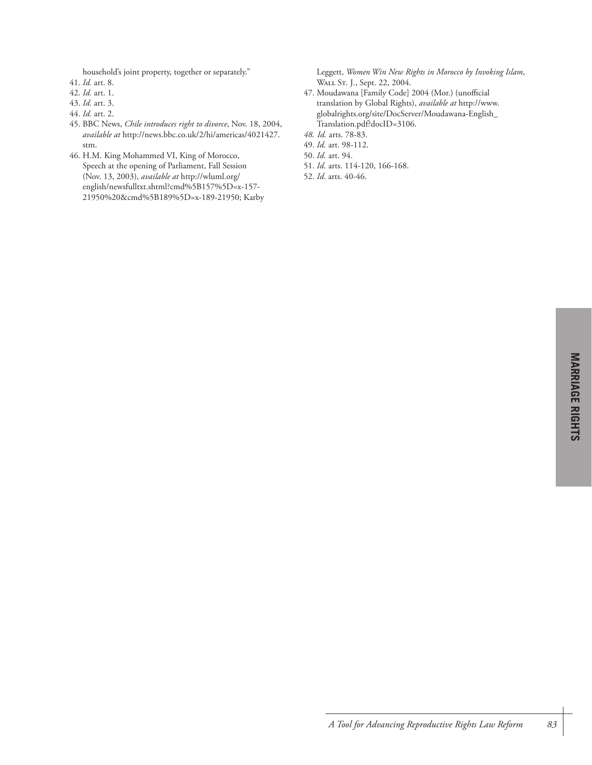household's joint property, together or separately."

41. *Id.* art. 8.
42. *Id.* art. 1.
43. *Id.* art. 3.
44. *Id.* art. 2.
45. BBC News, *Chile introduces right to divorce*, Nov. 18, 2004, *available at* http://news.bbc.co.uk/2/hi/americas/4021427.stm.
46. H.M. King Mohammed VI, King of Morocco, Speech at the opening of Parliament, Fall Session (Nov. 13, 2003), *available at* http://wluml.org/english/newsfulltxt.shtml?cmd%5B157%5D=x-157-21950%20&cmd%5B189%5D=x-189-21950; Karby Leggett, *Women Win New Rights in Morocco by Invoking Islam*, Wall St. J., Sept. 22, 2004.
47. Moudawana [Family Code] 2004 (Mor.) (unofficial translation by Global Rights), *available at* http://www.globalrights.org/site/DocServer/Moudawana-English_Translation.pdf?docID=3106.
48. *Id.* arts. 78-83.
49. *Id.* art. 98-112.
50. *Id.* art. 94.
51. *Id.* arts. 114-120, 166-168.
52. *Id*. arts. 40-46.